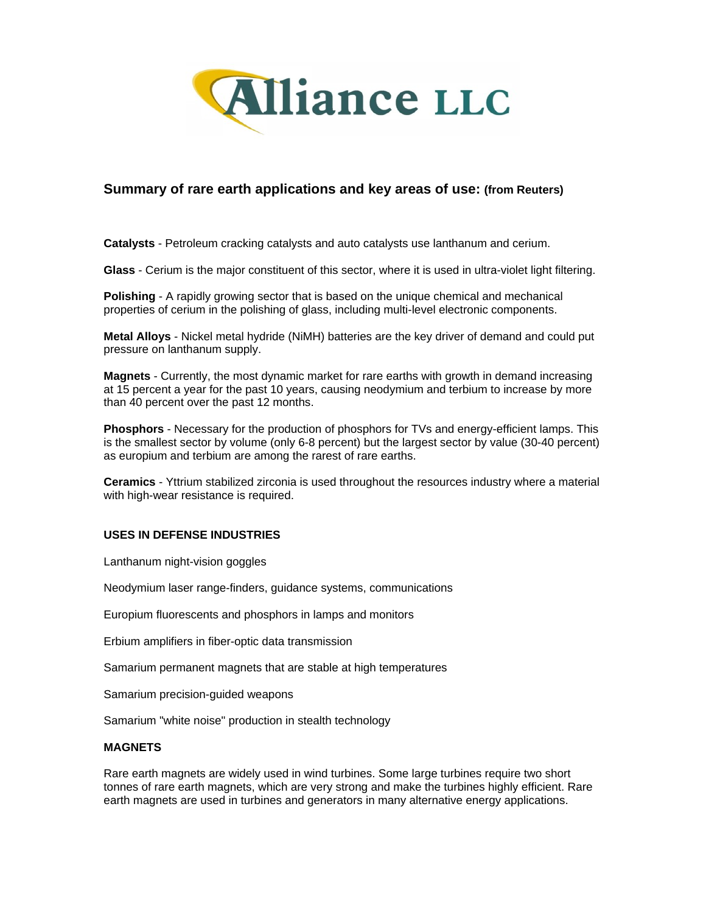Alliance LLC

## Summary of rare earth applications and key areas of use: (from Reuters)

**Catalysts** - Petroleum cracking catalysts and auto catalysts use lanthanum and cerium.

**Glass** - Cerium is the major constituent of this sector, where it is used in ultra-violet light filtering.

**Polishing** - A rapidly growing sector that is based on the unique chemical and mechanical properties of cerium in the polishing of glass, including multi-level electronic components.

**Metal Alloys** - Nickel metal hydride (NiMH) batteries are the key driver of demand and could put pressure on lanthanum supply.

**Magnets** - Currently, the most dynamic market for rare earths with growth in demand increasing at 15 percent a year for the past 10 years, causing neodymium and terbium to increase by more than 40 percent over the past 12 months.

**Phosphors** - Necessary for the production of phosphors for TVs and energy-efficient lamps. This is the smallest sector by volume (only 6-8 percent) but the largest sector by value (30-40 percent) as europium and terbium are among the rarest of rare earths.

**Ceramics** - Yttrium stabilized zirconia is used throughout the resources industry where a material with high-wear resistance is required.

### USES IN DEFENSE INDUSTRIES

Lanthanum night-vision goggles

Neodymium laser range-finders, guidance systems, communications

Europium fluorescents and phosphors in lamps and monitors

Erbium amplifiers in fiber-optic data transmission

Samarium permanent magnets that are stable at high temperatures

Samarium precision-guided weapons

Samarium "white noise" production in stealth technology

### MAGNETS

Rare earth magnets are widely used in wind turbines. Some large turbines require two short tonnes of rare earth magnets, which are very strong and make the turbines highly efficient. Rare earth magnets are used in turbines and generators in many alternative energy applications.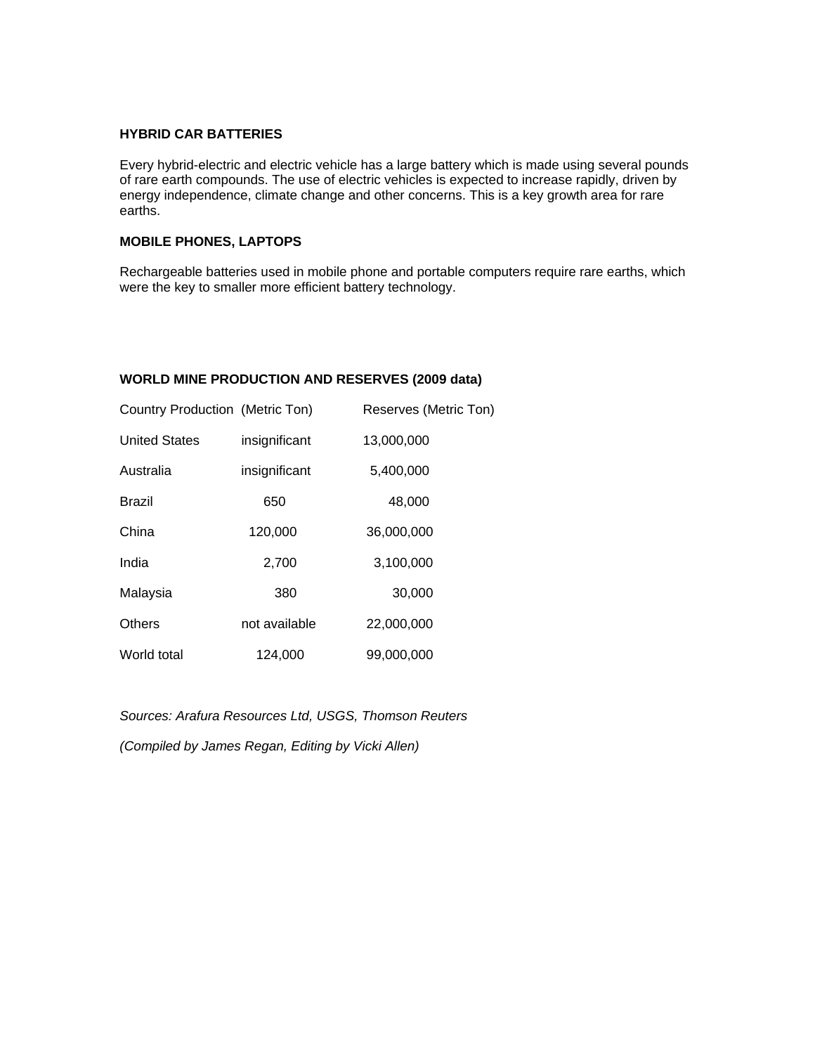**HYBRID CAR BATTERIES**

Every hybrid-electric and electric vehicle has a large battery which is made using several pounds of rare earth compounds. The use of electric vehicles is expected to increase rapidly, driven by energy independence, climate change and other concerns. This is a key growth area for rare earths.

**MOBILE PHONES, LAPTOPS**

Rechargeable batteries used in mobile phone and portable computers require rare earths, which were the key to smaller more efficient battery technology.

**WORLD MINE PRODUCTION AND RESERVES (2009 data)**

| Country | Production (Metric Ton) | Reserves (Metric Ton) |
|---|---|---|
| United States | insignificant | 13,000,000 |
| Australia | insignificant | 5,400,000 |
| Brazil | 650 | 48,000 |
| China | 120,000 | 36,000,000 |
| India | 2,700 | 3,100,000 |
| Malaysia | 380 | 30,000 |
| Others | not available | 22,000,000 |
| World total | 124,000 | 99,000,000 |

*Sources: Arafura Resources Ltd, USGS, Thomson Reuters*

*(Compiled by James Regan, Editing by Vicki Allen)*